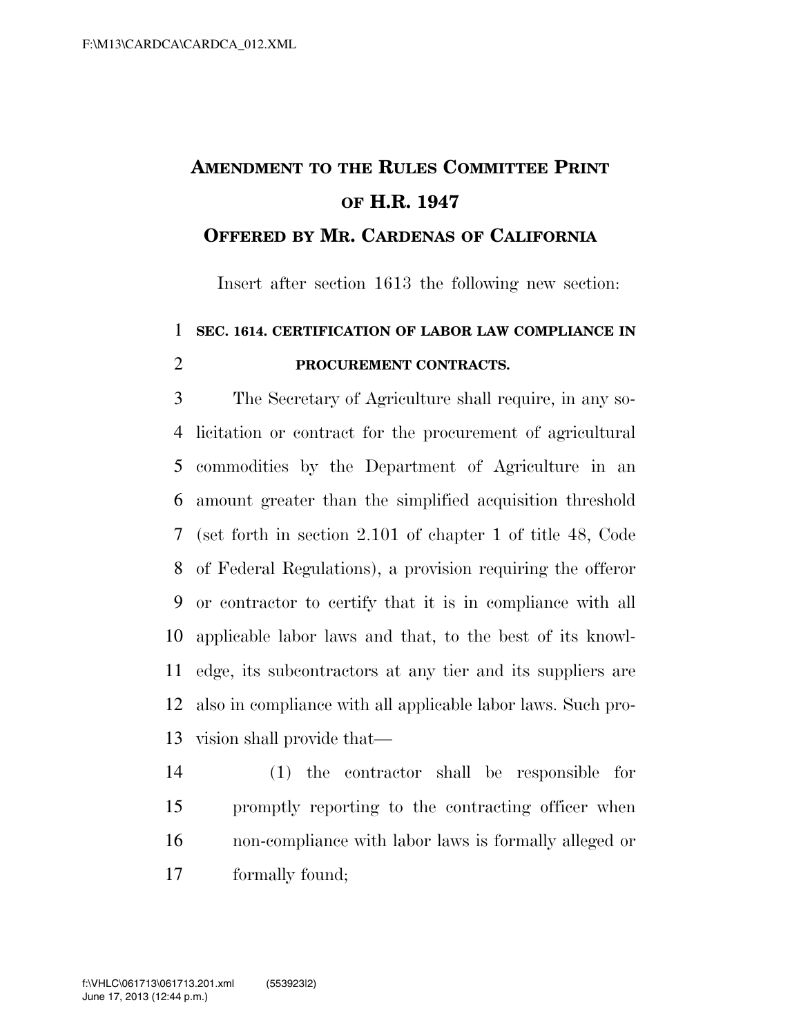# AMENDMENT TO THE RULES COMMITTEE PRINT OF H.R. 1947

## OFFERED BY MR. CARDENAS OF CALIFORNIA

Insert after section 1613 the following new section:

**SEC. 1614. CERTIFICATION OF LABOR LAW COMPLIANCE IN PROCUREMENT CONTRACTS.**

The Secretary of Agriculture shall require, in any solicitation or contract for the procurement of agricultural commodities by the Department of Agriculture in an amount greater than the simplified acquisition threshold (set forth in section 2.101 of chapter 1 of title 48, Code of Federal Regulations), a provision requiring the offeror or contractor to certify that it is in compliance with all applicable labor laws and that, to the best of its knowledge, its subcontractors at any tier and its suppliers are also in compliance with all applicable labor laws. Such provision shall provide that—

(1) the contractor shall be responsible for promptly reporting to the contracting officer when non-compliance with labor laws is formally alleged or formally found;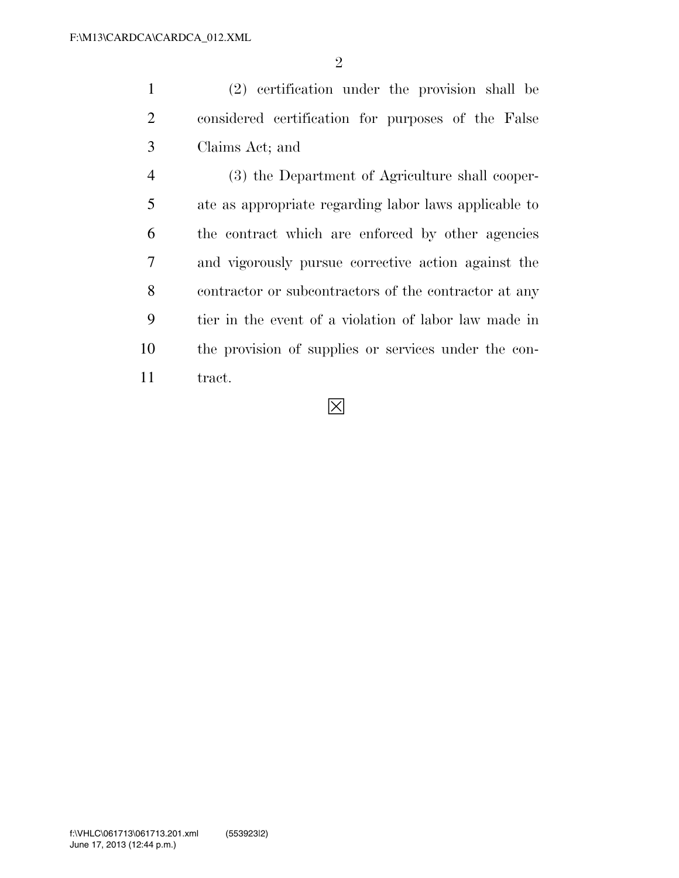(2) certification under the provision shall be considered certification for purposes of the False Claims Act; and

(3) the Department of Agriculture shall cooperate as appropriate regarding labor laws applicable to the contract which are enforced by other agencies and vigorously pursue corrective action against the contractor or subcontractors of the contractor at any tier in the event of a violation of labor law made in the provision of supplies or services under the contract.

☒